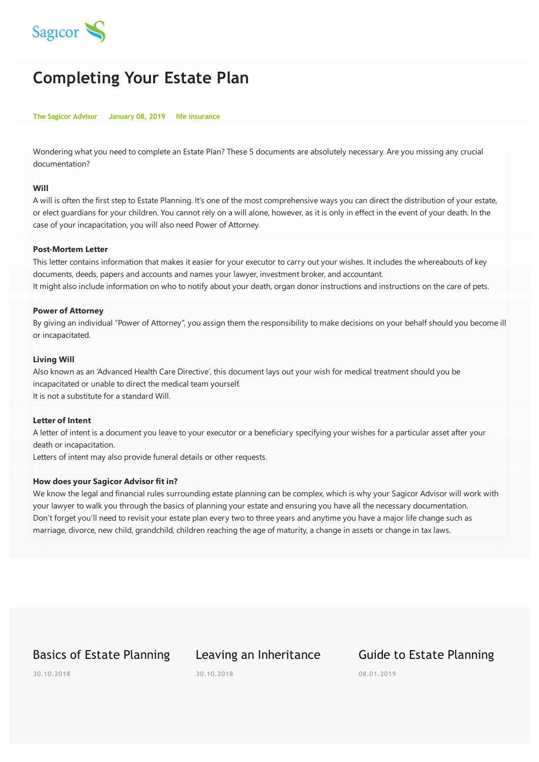Sagicor

# Completing Your Estate Plan

The Sagicor Advisor January 08, 2019 life insurance

Wondering what you need to complete an Estate Plan? These 5 documents are absolutely necessary. Are you missing any crucial documentation?

**Will**

A will is often the first step to Estate Planning. It's one of the most comprehensive ways you can direct the distribution of your estate, or elect guardians for your children. You cannot rely on a will alone, however, as it is only in effect in the event of your death. In the case of your incapacitation, you will also need Power of Attorney.

**Post-Mortem Letter**

This letter contains information that makes it easier for your executor to carry out your wishes. It includes the whereabouts of key documents, deeds, papers and accounts and names your lawyer, investment broker, and accountant.
It might also include information on who to notify about your death, organ donor instructions and instructions on the care of pets.

**Power of Attorney**

By giving an individual "Power of Attorney", you assign them the responsibility to make decisions on your behalf should you become ill or incapacitated.

**Living Will**

Also known as an 'Advanced Health Care Directive', this document lays out your wish for medical treatment should you be incapacitated or unable to direct the medical team yourself.
It is not a substitute for a standard Will.

**Letter of Intent**

A letter of intent is a document you leave to your executor or a beneficiary specifying your wishes for a particular asset after your death or incapacitation.
Letters of intent may also provide funeral details or other requests.

**How does your Sagicor Advisor fit in?**

We know the legal and financial rules surrounding estate planning can be complex, which is why your Sagicor Advisor will work with your lawyer to walk you through the basics of planning your estate and ensuring you have all the necessary documentation.
Don't forget you'll need to revisit your estate plan every two to three years and anytime you have a major life change such as marriage, divorce, new child, grandchild, children reaching the age of maturity, a change in assets or change in tax laws.

## Basics of Estate Planning

30.10.2018

## Leaving an Inheritance

30.10.2018

## Guide to Estate Planning

08.01.2019